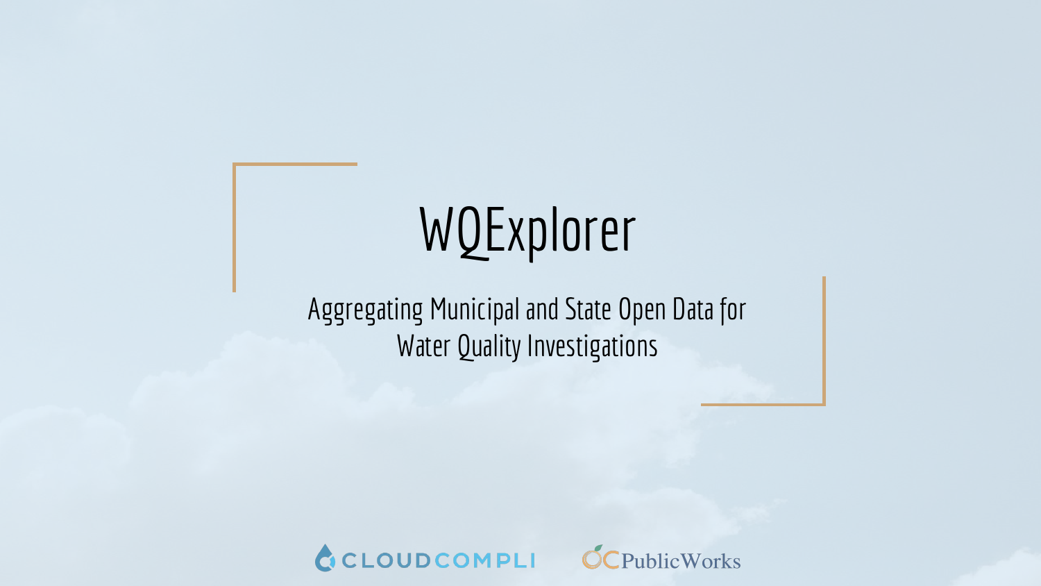# WQExplorer

Aggregating Municipal and State Open Data for Water Quality Investigations

CLOUDCOMPLI OCPublicWorks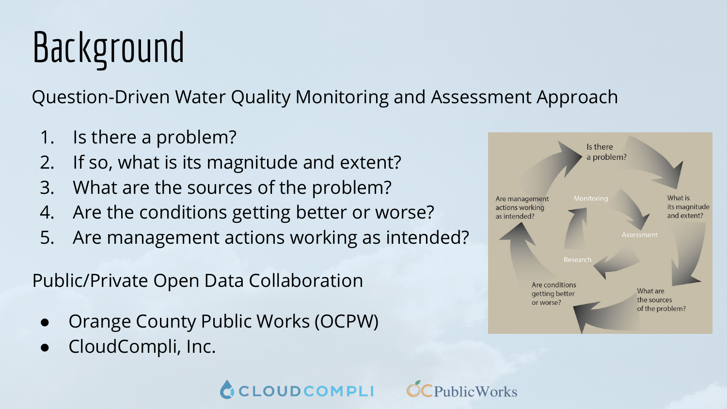# Background

Question-Driven Water Quality Monitoring and Assessment Approach

1. Is there a problem?
2. If so, what is its magnitude and extent?
3. What are the sources of the problem?
4. Are the conditions getting better or worse?
5. Are management actions working as intended?

Public/Private Open Data Collaboration

- Orange County Public Works (OCPW)
- CloudCompli, Inc.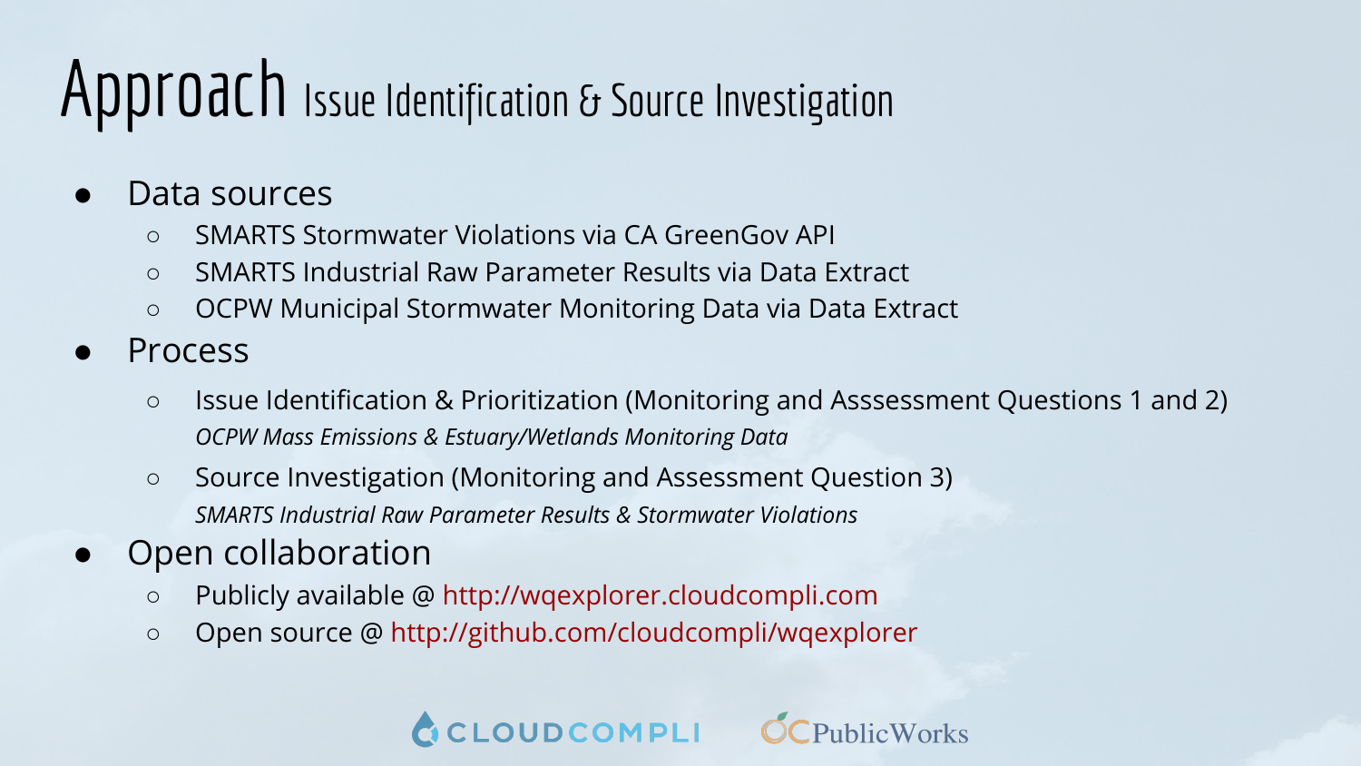# Approach Issue Identification & Source Investigation

- Data sources
  - SMARTS Stormwater Violations via CA GreenGov API
  - SMARTS Industrial Raw Parameter Results via Data Extract
  - OCPW Municipal Stormwater Monitoring Data via Data Extract
- Process
  - Issue Identification & Prioritization (Monitoring and Asssessment Questions 1 and 2)
    *OCPW Mass Emissions & Estuary/Wetlands Monitoring Data*
  - Source Investigation (Monitoring and Assessment Question 3)
    *SMARTS Industrial Raw Parameter Results & Stormwater Violations*
- Open collaboration
  - Publicly available @ http://wqexplorer.cloudcompli.com
  - Open source @ http://github.com/cloudcompli/wqexplorer

CLOUDCOMPLI OCPublicWorks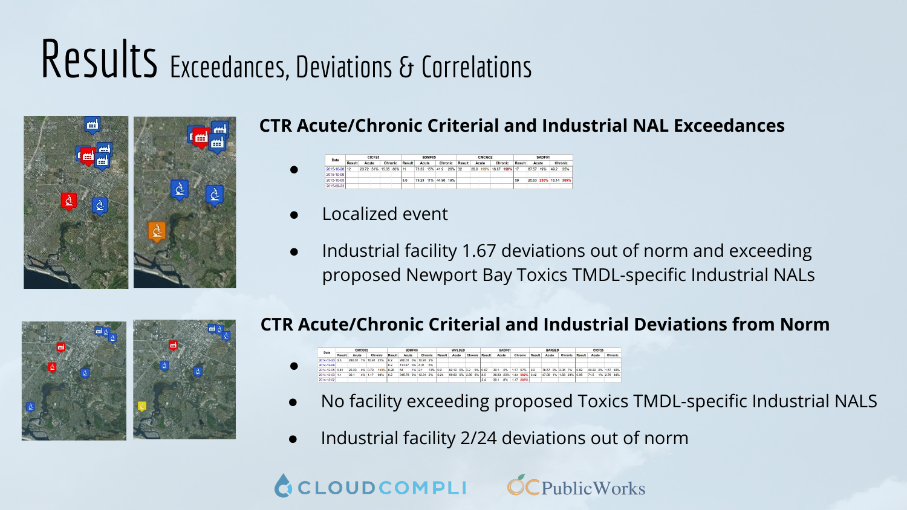# Results Exceedances, Deviations & Correlations

## CTR Acute/Chronic Criterial and Industrial NAL Exceedances

| Date | CICF25 | | | | | SDMF05 | | | | | CNCG02 | | | | | SADF01 | | | | |
|---|---|---|---|---|---|---|---|---|---|---|---|---|---|---|---|---|---|---|---|---|
| | Result | Acute | | Chronic | | Result | Acute | | Chronic | | Result | Acute | | Chronic | | Result | Acute | | Chronic | |
| 2015-10-28 | 12 | 23.72 | 51% | 15.05 | 80% | 11 | 73.35 | 15% | 41.9 | 26% | 32 | 26.9 | 119% | 16.87 | 190% | 17 | 87.57 | 19% | 49.2 | 35% |
| 2015-10-06 | | | | | | | | | | | | | | | | | | | | |
| 2015-10-05 | | | | | | 8.6 | 79.29 | 11% | 44.86 | 19% | | | | | | 59 | 25.63 | 230% | 16.14 | 365% |
| 2015-09-23 | | | | | | | | | | | | | | | | | | | | |

- Localized event
- Industrial facility 1.67 deviations out of norm and exceeding proposed Newport Bay Toxics TMDL-specific Industrial NALs

## CTR Acute/Chronic Criterial and Industrial Deviations from Norm

| Date | CMCG03 | | | | | SDMF05 | | | | | WYLSED | | | | | SADF01 | | | | | BARSED | | | | | CICF25 | | | | |
|---|---|---|---|---|---|---|---|---|---|---|---|---|---|---|---|---|---|---|---|---|---|---|---|---|---|---|---|---|---|---|
| | Result | Acute | | Chronic | | Result | Acute | | Chronic | | Result | Acute | | Chronic | | Result | Acute | | Chronic | | Result | Acute | | Chronic | | Result | Acute | | Chronic | |
| 2014-12-23 | 2.3 | 260.01 | 1% | 10.91 | 21% | 0.2 | 260.01 | 0% | 10.91 | 2% | | | | | | | | | | | | | | | | | | | | |
| 2014-12-06 | | | | | | 0.2 | 112.67 | 0% | 6.31 | 5% | | | | | | | | | | | | | | | | | | | | |
| 2014-12-05 | 0.81 | 20.23 | 4% | 0.79 | 103% | 0.28 | 54 | 1% | 2.1 | 13% | 0.2 | 82.12 | 0% | 3.2 | 6% | 0.67 | 30.1 | 2% | 1.17 | 57% | 0.2 | 78.57 | 0% | 3.06 | 7% | 0.62 | 40.22 | 2% | 1.57 | 40% |
| 2014-12-03 | 1.1 | 30.1 | 4% | 1.17 | 94% | 0.2 | 315.78 | 0% | 12.31 | 2% | 0.24 | 99.93 | 0% | 3.89 | 6% | 6.5 | 30.83 | 23% | 1.44 | 592% | 0.42 | 47.08 | 1% | 1.83 | 23% | 0.95 | 71.5 | 1% | 2.78 | 34% |
| 2014-12-02 | | | | | | | | | | | | | | | | 2.4 | 30.1 | 8% | 1.17 | 205% | | | | | | | | | | |

- No facility exceeding proposed Toxics TMDL-specific Industrial NALS
- Industrial facility 2/24 deviations out of norm

CLOUDCOMPLI OCPublicWorks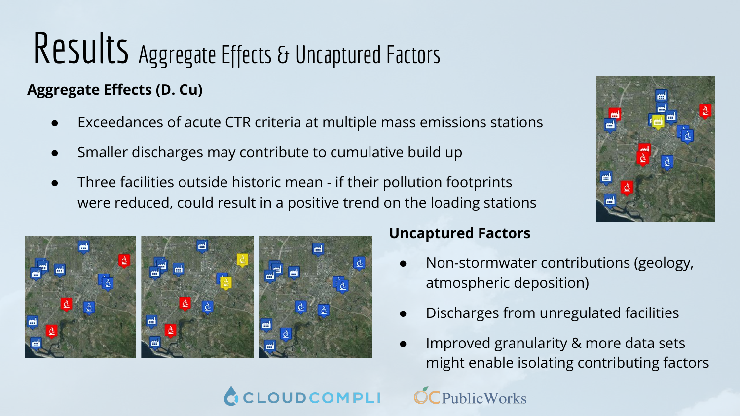# Results Aggregate Effects & Uncaptured Factors

**Aggregate Effects (D. Cu)**

- Exceedances of acute CTR criteria at multiple mass emissions stations
- Smaller discharges may contribute to cumulative build up
- Three facilities outside historic mean - if their pollution footprints were reduced, could result in a positive trend on the loading stations

**Uncaptured Factors**

- Non-stormwater contributions (geology, atmospheric deposition)
- Discharges from unregulated facilities
- Improved granularity & more data sets might enable isolating contributing factors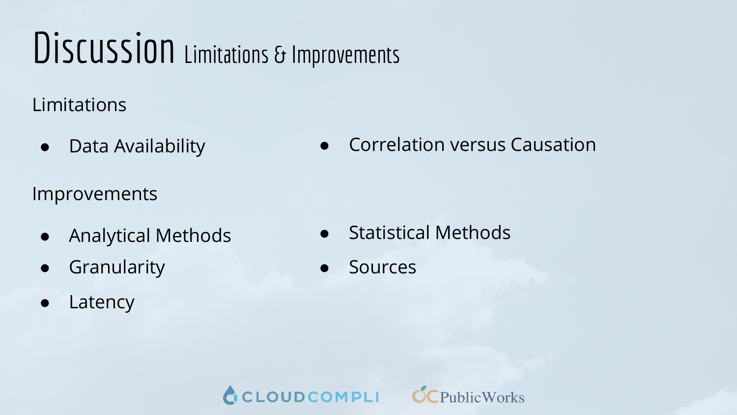# Discussion Limitations & Improvements

## Limitations

- Data Availability
- Correlation versus Causation

## Improvements

- Analytical Methods
- Granularity
- Latency
- Statistical Methods
- Sources